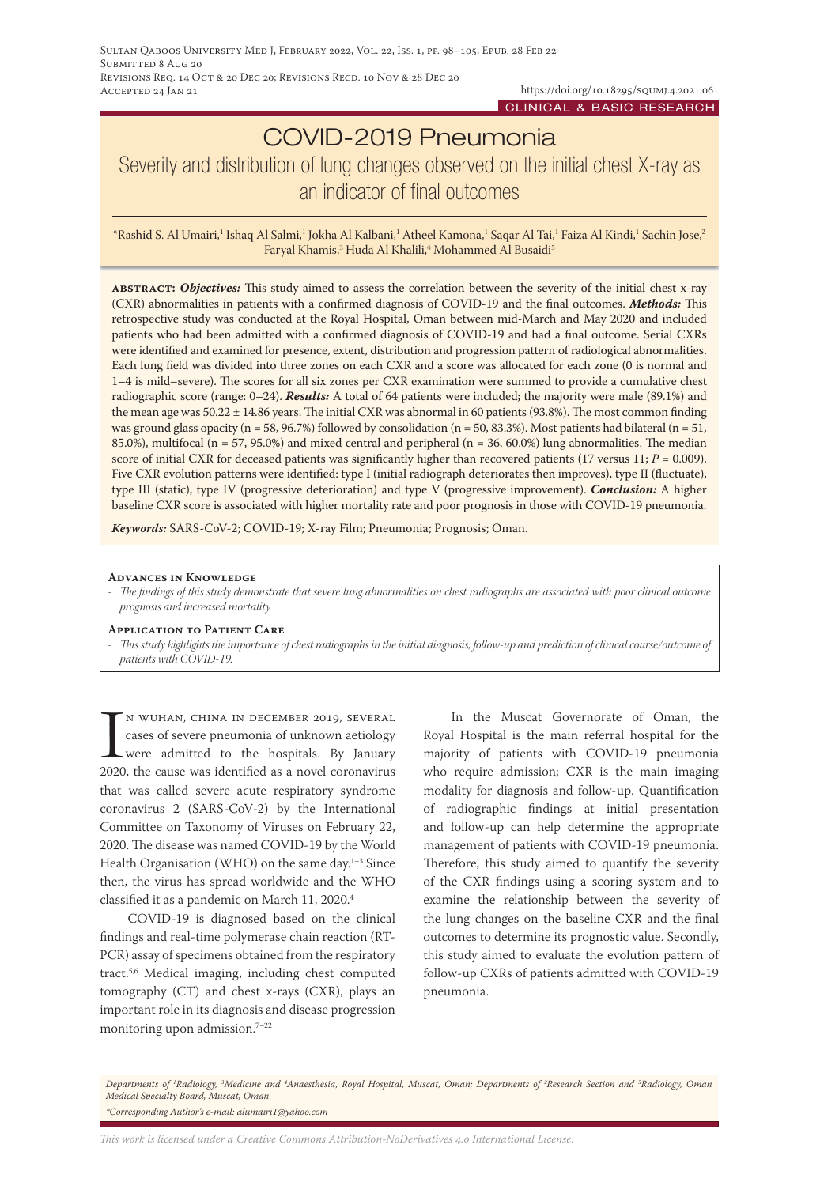CLINICAL & BASIC RESEARCH

# COVID-2019 Pneumonia

## Severity and distribution of lung changes observed on the initial chest X-ray as an indicator of final outcomes

*Rashid S. Al Umairi,[1] Ishaq Al Salmi,[1] Jokha Al Kalbani,[1] Atheel Kamona,[1] Saqar Al Tai,[1] Faiza Al Kindi,[1] Sachin Jose,[2] Faryal Khamis,[3] Huda Al Khalili,[4] Mohammed Al Busaidi[5]

**abstract:** ***Objectives:*** This study aimed to assess the correlation between the severity of the initial chest x-ray (CXR) abnormalities in patients with a confirmed diagnosis of COVID-19 and the final outcomes. ***Methods:*** This retrospective study was conducted at the Royal Hospital, Oman between mid-March and May 2020 and included patients who had been admitted with a confirmed diagnosis of COVID-19 and had a final outcome. Serial CXRs were identified and examined for presence, extent, distribution and progression pattern of radiological abnormalities. Each lung field was divided into three zones on each CXR and a score was allocated for each zone (0 is normal and 1–4 is mild–severe). The scores for all six zones per CXR examination were summed to provide a cumulative chest radiographic score (range: 0–24). ***Results:*** A total of 64 patients were included; the majority were male (89.1%) and the mean age was 50.22 ± 14.86 years. The initial CXR was abnormal in 60 patients (93.8%). The most common finding was ground glass opacity (n = 58, 96.7%) followed by consolidation (n = 50, 83.3%). Most patients had bilateral (n = 51, 85.0%), multifocal (n = 57, 95.0%) and mixed central and peripheral (n = 36, 60.0%) lung abnormalities. The median score of initial CXR for deceased patients was significantly higher than recovered patients (17 versus 11; *P* = 0.009). Five CXR evolution patterns were identified: type I (initial radiograph deteriorates then improves), type II (fluctuate), type III (static), type IV (progressive deterioration) and type V (progressive improvement). ***Conclusion:*** A higher baseline CXR score is associated with higher mortality rate and poor prognosis in those with COVID-19 pneumonia.

*Keywords:* SARS-CoV-2; COVID-19; X-ray Film; Pneumonia; Prognosis; Oman.

**Advances in Knowledge**

- *The findings of this study demonstrate that severe lung abnormalities on chest radiographs are associated with poor clinical outcome prognosis and increased mortality.*

**Application to Patient Care**

- *This study highlights the importance of chest radiographs in the initial diagnosis, follow-up and prediction of clinical course/outcome of patients with COVID-19.*

In Wuhan, China in December 2019, several cases of severe pneumonia of unknown aetiology were admitted to the hospitals. By January 2020, the cause was identified as a novel coronavirus that was called severe acute respiratory syndrome coronavirus 2 (SARS-CoV-2) by the International Committee on Taxonomy of Viruses on February 22, 2020. The disease was named COVID-19 by the World Health Organisation (WHO) on the same day.[1–3] Since then, the virus has spread worldwide and the WHO classified it as a pandemic on March 11, 2020.[4]

COVID-19 is diagnosed based on the clinical findings and real-time polymerase chain reaction (RT-PCR) assay of specimens obtained from the respiratory tract.[5,6] Medical imaging, including chest computed tomography (CT) and chest x-rays (CXR), plays an important role in its diagnosis and disease progression monitoring upon admission.[7–22]

In the Muscat Governorate of Oman, the Royal Hospital is the main referral hospital for the majority of patients with COVID-19 pneumonia who require admission; CXR is the main imaging modality for diagnosis and follow-up. Quantification of radiographic findings at initial presentation and follow-up can help determine the appropriate management of patients with COVID-19 pneumonia. Therefore, this study aimed to quantify the severity of the CXR findings using a scoring system and to examine the relationship between the severity of the lung changes on the baseline CXR and the final outcomes to determine its prognostic value. Secondly, this study aimed to evaluate the evolution pattern of follow-up CXRs of patients admitted with COVID-19 pneumonia.

*Departments of [1]Radiology, [3]Medicine and [4]Anaesthesia, Royal Hospital, Muscat, Oman; Departments of [2]Research Section and [5]Radiology, Oman Medical Specialty Board, Muscat, Oman*
**Corresponding Author's e-mail: alumairi1@yahoo.com*

*This work is licensed under a Creative Commons Attribution-NoDerivatives 4.0 International License.*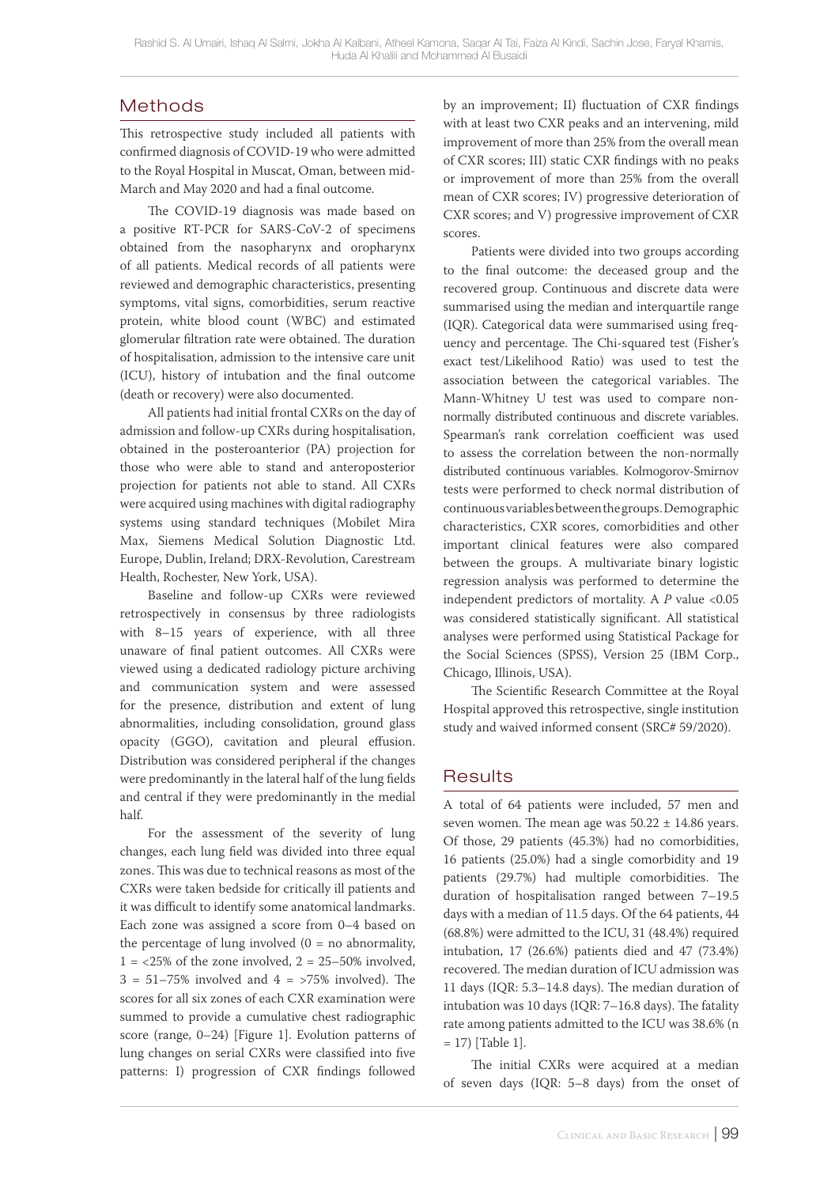## Methods

This retrospective study included all patients with confirmed diagnosis of COVID-19 who were admitted to the Royal Hospital in Muscat, Oman, between mid-March and May 2020 and had a final outcome.

The COVID-19 diagnosis was made based on a positive RT-PCR for SARS-CoV-2 of specimens obtained from the nasopharynx and oropharynx of all patients. Medical records of all patients were reviewed and demographic characteristics, presenting symptoms, vital signs, comorbidities, serum reactive protein, white blood count (WBC) and estimated glomerular filtration rate were obtained. The duration of hospitalisation, admission to the intensive care unit (ICU), history of intubation and the final outcome (death or recovery) were also documented.

All patients had initial frontal CXRs on the day of admission and follow-up CXRs during hospitalisation, obtained in the posteroanterior (PA) projection for those who were able to stand and anteroposterior projection for patients not able to stand. All CXRs were acquired using machines with digital radiography systems using standard techniques (Mobilet Mira Max, Siemens Medical Solution Diagnostic Ltd. Europe, Dublin, Ireland; DRX-Revolution, Carestream Health, Rochester, New York, USA).

Baseline and follow-up CXRs were reviewed retrospectively in consensus by three radiologists with 8–15 years of experience, with all three unaware of final patient outcomes. All CXRs were viewed using a dedicated radiology picture archiving and communication system and were assessed for the presence, distribution and extent of lung abnormalities, including consolidation, ground glass opacity (GGO), cavitation and pleural effusion. Distribution was considered peripheral if the changes were predominantly in the lateral half of the lung fields and central if they were predominantly in the medial half.

For the assessment of the severity of lung changes, each lung field was divided into three equal zones. This was due to technical reasons as most of the CXRs were taken bedside for critically ill patients and it was difficult to identify some anatomical landmarks. Each zone was assigned a score from 0–4 based on the percentage of lung involved (0 = no abnormality, 1 = <25% of the zone involved, 2 = 25–50% involved, 3 = 51–75% involved and 4 = >75% involved). The scores for all six zones of each CXR examination were summed to provide a cumulative chest radiographic score (range, 0–24) [Figure 1]. Evolution patterns of lung changes on serial CXRs were classified into five patterns: I) progression of CXR findings followed by an improvement; II) fluctuation of CXR findings with at least two CXR peaks and an intervening, mild improvement of more than 25% from the overall mean of CXR scores; III) static CXR findings with no peaks or improvement of more than 25% from the overall mean of CXR scores; IV) progressive deterioration of CXR scores; and V) progressive improvement of CXR scores.

Patients were divided into two groups according to the final outcome: the deceased group and the recovered group. Continuous and discrete data were summarised using the median and interquartile range (IQR). Categorical data were summarised using frequency and percentage. The Chi-squared test (Fisher's exact test/Likelihood Ratio) was used to test the association between the categorical variables. The Mann-Whitney U test was used to compare non-normally distributed continuous and discrete variables. Spearman's rank correlation coefficient was used to assess the correlation between the non-normally distributed continuous variables. Kolmogorov-Smirnov tests were performed to check normal distribution of continuous variables between the groups. Demographic characteristics, CXR scores, comorbidities and other important clinical features were also compared between the groups. A multivariate binary logistic regression analysis was performed to determine the independent predictors of mortality. A $P$ value <0.05 was considered statistically significant. All statistical analyses were performed using Statistical Package for the Social Sciences (SPSS), Version 25 (IBM Corp., Chicago, Illinois, USA).

The Scientific Research Committee at the Royal Hospital approved this retrospective, single institution study and waived informed consent (SRC# 59/2020).

## Results

A total of 64 patients were included, 57 men and seven women. The mean age was 50.22 ± 14.86 years. Of those, 29 patients (45.3%) had no comorbidities, 16 patients (25.0%) had a single comorbidity and 19 patients (29.7%) had multiple comorbidities. The duration of hospitalisation ranged between 7–19.5 days with a median of 11.5 days. Of the 64 patients, 44 (68.8%) were admitted to the ICU, 31 (48.4%) required intubation, 17 (26.6%) patients died and 47 (73.4%) recovered. The median duration of ICU admission was 11 days (IQR: 5.3–14.8 days). The median duration of intubation was 10 days (IQR: 7–16.8 days). The fatality rate among patients admitted to the ICU was 38.6% (n = 17) [Table 1].

The initial CXRs were acquired at a median of seven days (IQR: 5–8 days) from the onset of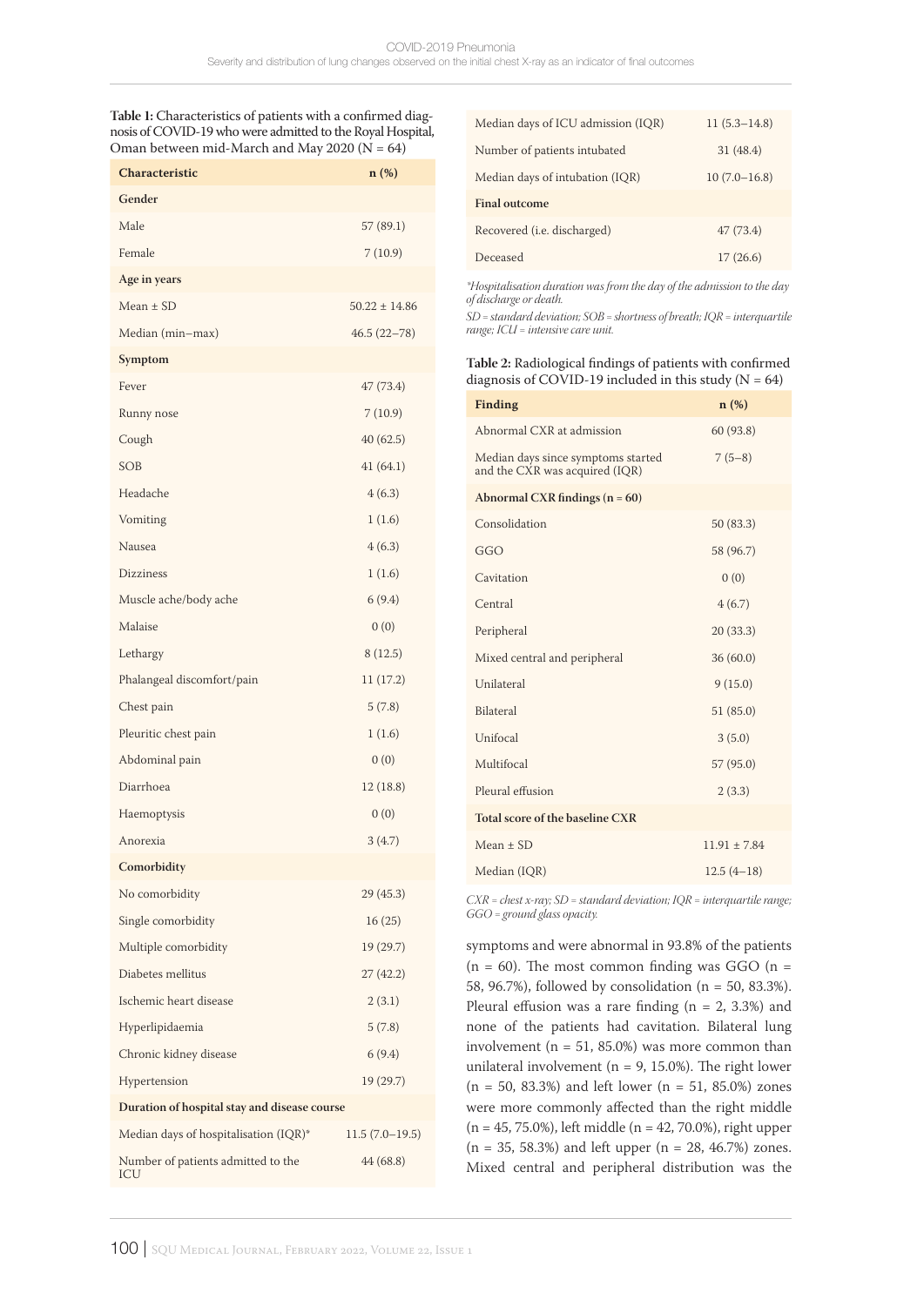**Table 1:** Characteristics of patients with a confirmed diagnosis of COVID-19 who were admitted to the Royal Hospital, Oman between mid-March and May 2020 (N = 64)

| Characteristic | n (%) |
|---|---|
| **Gender** | |
| Male | 57 (89.1) |
| Female | 7 (10.9) |
| **Age in years** | |
| Mean ± SD | 50.22 ± 14.86 |
| Median (min–max) | 46.5 (22–78) |
| **Symptom** | |
| Fever | 47 (73.4) |
| Runny nose | 7 (10.9) |
| Cough | 40 (62.5) |
| SOB | 41 (64.1) |
| Headache | 4 (6.3) |
| Vomiting | 1 (1.6) |
| Nausea | 4 (6.3) |
| Dizziness | 1 (1.6) |
| Muscle ache/body ache | 6 (9.4) |
| Malaise | 0 (0) |
| Lethargy | 8 (12.5) |
| Phalangeal discomfort/pain | 11 (17.2) |
| Chest pain | 5 (7.8) |
| Pleuritic chest pain | 1 (1.6) |
| Abdominal pain | 0 (0) |
| Diarrhoea | 12 (18.8) |
| Haemoptysis | 0 (0) |
| Anorexia | 3 (4.7) |
| **Comorbidity** | |
| No comorbidity | 29 (45.3) |
| Single comorbidity | 16 (25) |
| Multiple comorbidity | 19 (29.7) |
| Diabetes mellitus | 27 (42.2) |
| Ischemic heart disease | 2 (3.1) |
| Hyperlipidaemia | 5 (7.8) |
| Chronic kidney disease | 6 (9.4) |
| Hypertension | 19 (29.7) |
| **Duration of hospital stay and disease course** | |
| Median days of hospitalisation (IQR)* | 11.5 (7.0–19.5) |
| Number of patients admitted to the ICU | 44 (68.8) |
| Median days of ICU admission (IQR) | 11 (5.3–14.8) |
| Number of patients intubated | 31 (48.4) |
| Median days of intubation (IQR) | 10 (7.0–16.8) |
| **Final outcome** | |
| Recovered (i.e. discharged) | 47 (73.4) |
| Deceased | 17 (26.6) |

*\*Hospitalisation duration was from the day of the admission to the day of discharge or death.*
*SD = standard deviation; SOB = shortness of breath; IQR = interquartile range; ICU = intensive care unit.*

**Table 2:** Radiological findings of patients with confirmed diagnosis of COVID-19 included in this study (N = 64)

| Finding | n (%) |
|---|---|
| Abnormal CXR at admission | 60 (93.8) |
| Median days since symptoms started and the CXR was acquired (IQR) | 7 (5–8) |
| **Abnormal CXR findings (n = 60)** | |
| Consolidation | 50 (83.3) |
| GGO | 58 (96.7) |
| Cavitation | 0 (0) |
| Central | 4 (6.7) |
| Peripheral | 20 (33.3) |
| Mixed central and peripheral | 36 (60.0) |
| Unilateral | 9 (15.0) |
| Bilateral | 51 (85.0) |
| Unifocal | 3 (5.0) |
| Multifocal | 57 (95.0) |
| Pleural effusion | 2 (3.3) |
| **Total score of the baseline CXR** | |
| Mean ± SD | 11.91 ± 7.84 |
| Median (IQR) | 12.5 (4–18) |

*CXR = chest x-ray; SD = standard deviation; IQR = interquartile range; GGO = ground glass opacity.*

symptoms and were abnormal in 93.8% of the patients (n = 60). The most common finding was GGO (n = 58, 96.7%), followed by consolidation (n = 50, 83.3%). Pleural effusion was a rare finding (n = 2, 3.3%) and none of the patients had cavitation. Bilateral lung involvement (n = 51, 85.0%) was more common than unilateral involvement (n = 9, 15.0%). The right lower (n = 50, 83.3%) and left lower (n = 51, 85.0%) zones were more commonly affected than the right middle (n = 45, 75.0%), left middle (n = 42, 70.0%), right upper (n = 35, 58.3%) and left upper (n = 28, 46.7%) zones. Mixed central and peripheral distribution was the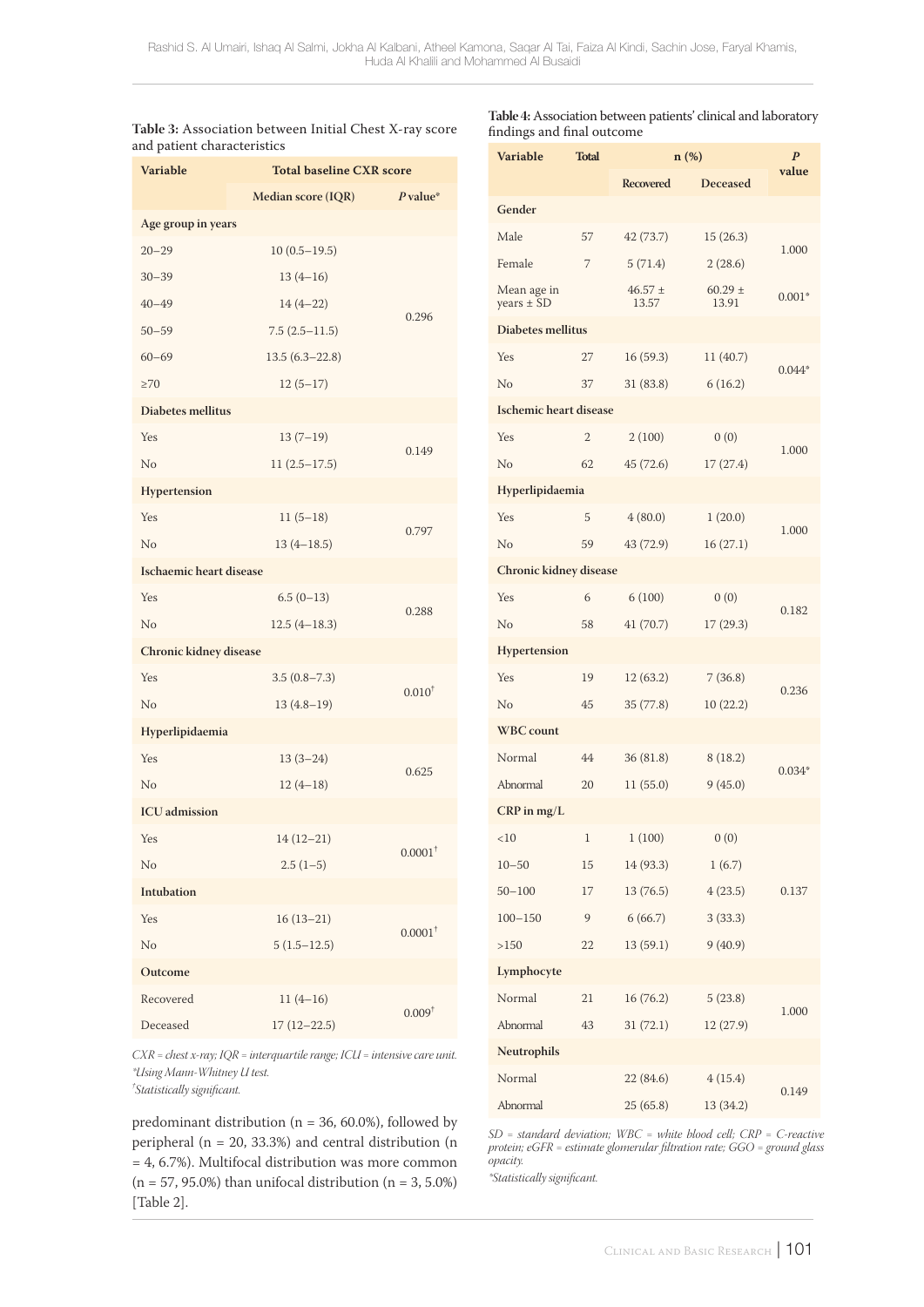**Table 3:** Association between Initial Chest X-ray score and patient characteristics

| Variable | Total baseline CXR score | |
|---|---|---|
| | Median score (IQR) | *P* value* |
| **Age group in years** | | |
| 20–29 | 10 (0.5–19.5) | 0.296 |
| 30–39 | 13 (4–16) | |
| 40–49 | 14 (4–22) | |
| 50–59 | 7.5 (2.5–11.5) | |
| 60–69 | 13.5 (6.3–22.8) | |
| ≥70 | 12 (5–17) | |
| **Diabetes mellitus** | | |
| Yes | 13 (7–19) | 0.149 |
| No | 11 (2.5–17.5) | |
| **Hypertension** | | |
| Yes | 11 (5–18) | 0.797 |
| No | 13 (4–18.5) | |
| **Ischaemic heart disease** | | |
| Yes | 6.5 (0–13) | 0.288 |
| No | 12.5 (4–18.3) | |
| **Chronic kidney disease** | | |
| Yes | 3.5 (0.8–7.3) | 0.010† |
| No | 13 (4.8–19) | |
| **Hyperlipidaemia** | | |
| Yes | 13 (3–24) | 0.625 |
| No | 12 (4–18) | |
| **ICU admission** | | |
| Yes | 14 (12–21) | 0.0001† |
| No | 2.5 (1–5) | |
| **Intubation** | | |
| Yes | 16 (13–21) | 0.0001† |
| No | 5 (1.5–12.5) | |
| **Outcome** | | |
| Recovered | 11 (4–16) | 0.009† |
| Deceased | 17 (12–22.5) | |

*CXR = chest x-ray; IQR = interquartile range; ICU = intensive care unit.*
*\*Using Mann-Whitney U test.*
*†Statistically significant.*

predominant distribution (n = 36, 60.0%), followed by peripheral (n = 20, 33.3%) and central distribution (n = 4, 6.7%). Multifocal distribution was more common (n = 57, 95.0%) than unifocal distribution (n = 3, 5.0%) [Table 2].

**Table 4:** Association between patients' clinical and laboratory findings and final outcome

| Variable | Total | n (%) | | *P* value |
|---|---|---|---|---|
| | | Recovered | Deceased | |
| **Gender** | | | | |
| Male | 57 | 42 (73.7) | 15 (26.3) | 1.000 |
| Female | 7 | 5 (71.4) | 2 (28.6) | |
| Mean age in years ± SD | | 46.57 ± 13.57 | 60.29 ± 13.91 | 0.001* |
| **Diabetes mellitus** | | | | |
| Yes | 27 | 16 (59.3) | 11 (40.7) | 0.044* |
| No | 37 | 31 (83.8) | 6 (16.2) | |
| **Ischemic heart disease** | | | | |
| Yes | 2 | 2 (100) | 0 (0) | 1.000 |
| No | 62 | 45 (72.6) | 17 (27.4) | |
| **Hyperlipidaemia** | | | | |
| Yes | 5 | 4 (80.0) | 1 (20.0) | 1.000 |
| No | 59 | 43 (72.9) | 16 (27.1) | |
| **Chronic kidney disease** | | | | |
| Yes | 6 | 6 (100) | 0 (0) | 0.182 |
| No | 58 | 41 (70.7) | 17 (29.3) | |
| **Hypertension** | | | | |
| Yes | 19 | 12 (63.2) | 7 (36.8) | 0.236 |
| No | 45 | 35 (77.8) | 10 (22.2) | |
| **WBC count** | | | | |
| Normal | 44 | 36 (81.8) | 8 (18.2) | 0.034* |
| Abnormal | 20 | 11 (55.0) | 9 (45.0) | |
| **CRP in mg/L** | | | | |
| <10 | 1 | 1 (100) | 0 (0) | 0.137 |
| 10–50 | 15 | 14 (93.3) | 1 (6.7) | |
| 50–100 | 17 | 13 (76.5) | 4 (23.5) | |
| 100–150 | 9 | 6 (66.7) | 3 (33.3) | |
| >150 | 22 | 13 (59.1) | 9 (40.9) | |
| **Lymphocyte** | | | | |
| Normal | 21 | 16 (76.2) | 5 (23.8) | 1.000 |
| Abnormal | 43 | 31 (72.1) | 12 (27.9) | |
| **Neutrophils** | | | | |
| Normal | | 22 (84.6) | 4 (15.4) | 0.149 |
| Abnormal | | 25 (65.8) | 13 (34.2) | |

*SD = standard deviation; WBC = white blood cell; CRP = C-reactive protein; eGFR = estimate glomerular filtration rate; GGO = ground glass opacity.*
*\*Statistically significant.*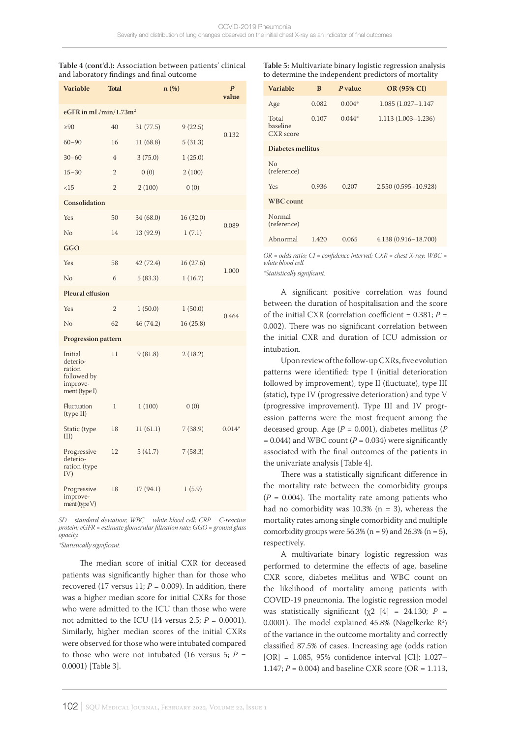**Table 4 (cont'd.):** Association between patients' clinical and laboratory findings and final outcome

| Variable | Total | n (%) | | *P* value |
|---|---|---|---|---|
| **eGFR in mL/min/1.73m$^2$** | | | | |
| ≥90 | 40 | 31 (77.5) | 9 (22.5) | 0.132 |
| 60–90 | 16 | 11 (68.8) | 5 (31.3) | |
| 30–60 | 4 | 3 (75.0) | 1 (25.0) | |
| 15–30 | 2 | 0 (0) | 2 (100) | |
| <15 | 2 | 2 (100) | 0 (0) | |
| **Consolidation** | | | | |
| Yes | 50 | 34 (68.0) | 16 (32.0) | 0.089 |
| No | 14 | 13 (92.9) | 1 (7.1) | |
| **GGO** | | | | |
| Yes | 58 | 42 (72.4) | 16 (27.6) | 1.000 |
| No | 6 | 5 (83.3) | 1 (16.7) | |
| **Pleural effusion** | | | | |
| Yes | 2 | 1 (50.0) | 1 (50.0) | 0.464 |
| No | 62 | 46 (74.2) | 16 (25.8) | |
| **Progression pattern** | | | | |
| Initial deterioration followed by improvement (type I) | 11 | 9 (81.8) | 2 (18.2) | 0.014* |
| Fluctuation (type II) | 1 | 1 (100) | 0 (0) | |
| Static (type III) | 18 | 11 (61.1) | 7 (38.9) | |
| Progressive deterioration (type IV) | 12 | 5 (41.7) | 7 (58.3) | |
| Progressive improvement (type V) | 18 | 17 (94.1) | 1 (5.9) | |

*SD = standard deviation; WBC = white blood cell; CRP = C-reactive protein; eGFR = estimate glomerular filtration rate; GGO = ground glass opacity.*

*\*Statistically significant.*

The median score of initial CXR for deceased patients was significantly higher than for those who recovered (17 versus 11; *P* = 0.009). In addition, there was a higher median score for initial CXRs for those who were admitted to the ICU than those who were not admitted to the ICU (14 versus 2.5; *P* = 0.0001). Similarly, higher median scores of the initial CXRs were observed for those who were intubated compared to those who were not intubated (16 versus 5; *P* = 0.0001) [Table 3].

**Table 5:** Multivariate binary logistic regression analysis to determine the independent predictors of mortality

| Variable | B | *P* value | OR (95% CI) |
|---|---|---|---|
| Age | 0.082 | 0.004* | 1.085 (1.027–1.147 |
| Total baseline CXR score | 0.107 | 0.044* | 1.113 (1.003–1.236) |
| **Diabetes mellitus** | | | |
| No (reference) | | | |
| Yes | 0.936 | 0.207 | 2.550 (0.595–10.928) |
| **WBC count** | | | |
| Normal (reference) | | | |
| Abnormal | 1.420 | 0.065 | 4.138 (0.916–18.700) |

*OR = odds ratio; CI = confidence interval; CXR = chest X-ray; WBC = white blood cell.*

*\*Statistically significant.*

A significant positive correlation was found between the duration of hospitalisation and the score of the initial CXR (correlation coefficient = 0.381; *P* = 0.002). There was no significant correlation between the initial CXR and duration of ICU admission or intubation.

Upon review of the follow-up CXRs, five evolution patterns were identified: type I (initial deterioration followed by improvement), type II (fluctuate), type III (static), type IV (progressive deterioration) and type V (progressive improvement). Type III and IV progression patterns were the most frequent among the deceased group. Age (*P* = 0.001), diabetes mellitus (*P* = 0.044) and WBC count (*P* = 0.034) were significantly associated with the final outcomes of the patients in the univariate analysis [Table 4].

There was a statistically significant difference in the mortality rate between the comorbidity groups (*P* = 0.004). The mortality rate among patients who had no comorbidity was 10.3% (n = 3), whereas the mortality rates among single comorbidity and multiple comorbidity groups were 56.3% (n = 9) and 26.3% (n = 5), respectively.

A multivariate binary logistic regression was performed to determine the effects of age, baseline CXR score, diabetes mellitus and WBC count on the likelihood of mortality among patients with COVID-19 pneumonia. The logistic regression model was statistically significant ($\chi 2$ [4] = 24.130; *P* = 0.0001). The model explained 45.8% (Nagelkerke $R^2$) of the variance in the outcome mortality and correctly classified 87.5% of cases. Increasing age (odds ration [OR] = 1.085, 95% confidence interval [CI]: 1.027–1.147; *P* = 0.004) and baseline CXR score (OR = 1.113,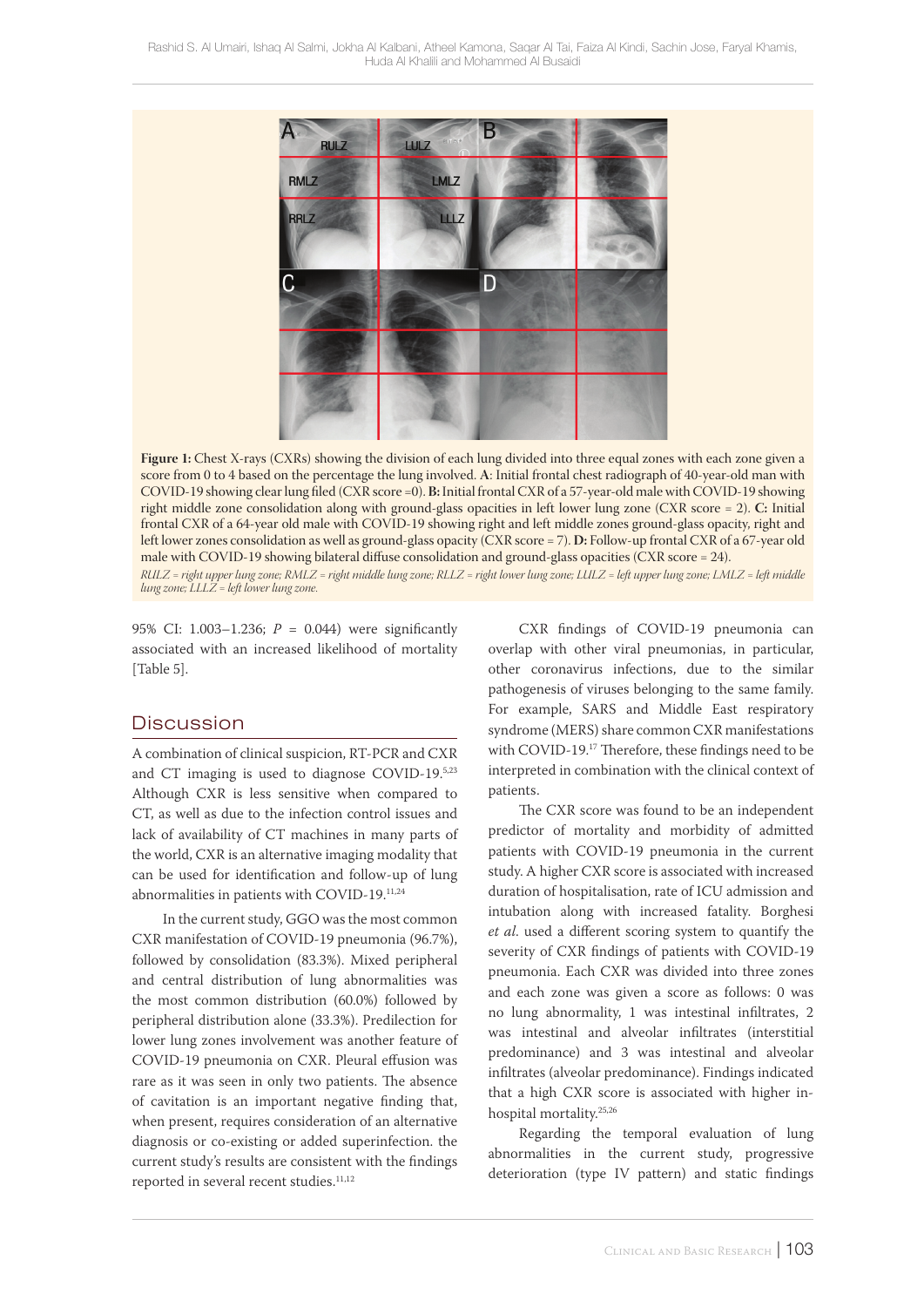**Figure 1:** Chest X-rays (CXRs) showing the division of each lung divided into three equal zones with each zone given a score from 0 to 4 based on the percentage the lung involved. **A**: Initial frontal chest radiograph of 40-year-old man with COVID-19 showing clear lung filed (CXR score =0). **B:** Initial frontal CXR of a 57-year-old male with COVID-19 showing right middle zone consolidation along with ground-glass opacities in left lower lung zone (CXR score = 2). **C:** Initial frontal CXR of a 64-year old male with COVID-19 showing right and left middle zones ground-glass opacity, right and left lower zones consolidation as well as ground-glass opacity (CXR score = 7). **D:** Follow-up frontal CXR of a 67-year old male with COVID-19 showing bilateral diffuse consolidation and ground-glass opacities (CXR score = 24).

*RULZ = right upper lung zone; RMLZ = right middle lung zone; RLLZ = right lower lung zone; LULZ = left upper lung zone; LMLZ = left middle lung zone; LLLZ = left lower lung zone.*

95% CI: 1.003–1.236; $P$ = 0.044) were significantly associated with an increased likelihood of mortality [Table 5].

## Discussion

A combination of clinical suspicion, RT-PCR and CXR and CT imaging is used to diagnose COVID-19.[5,23] Although CXR is less sensitive when compared to CT, as well as due to the infection control issues and lack of availability of CT machines in many parts of the world, CXR is an alternative imaging modality that can be used for identification and follow-up of lung abnormalities in patients with COVID-19.[11,24]

In the current study, GGO was the most common CXR manifestation of COVID-19 pneumonia (96.7%), followed by consolidation (83.3%). Mixed peripheral and central distribution of lung abnormalities was the most common distribution (60.0%) followed by peripheral distribution alone (33.3%). Predilection for lower lung zones involvement was another feature of COVID-19 pneumonia on CXR. Pleural effusion was rare as it was seen in only two patients. The absence of cavitation is an important negative finding that, when present, requires consideration of an alternative diagnosis or co-existing or added superinfection. the current study's results are consistent with the findings reported in several recent studies.[11,12]

CXR findings of COVID-19 pneumonia can overlap with other viral pneumonias, in particular, other coronavirus infections, due to the similar pathogenesis of viruses belonging to the same family. For example, SARS and Middle East respiratory syndrome (MERS) share common CXR manifestations with COVID-19.[17] Therefore, these findings need to be interpreted in combination with the clinical context of patients.

The CXR score was found to be an independent predictor of mortality and morbidity of admitted patients with COVID-19 pneumonia in the current study. A higher CXR score is associated with increased duration of hospitalisation, rate of ICU admission and intubation along with increased fatality. Borghesi *et al.* used a different scoring system to quantify the severity of CXR findings of patients with COVID-19 pneumonia. Each CXR was divided into three zones and each zone was given a score as follows: 0 was no lung abnormality, 1 was intestinal infiltrates, 2 was intestinal and alveolar infiltrates (interstitial predominance) and 3 was intestinal and alveolar infiltrates (alveolar predominance). Findings indicated that a high CXR score is associated with higher in-hospital mortality.[25,26]

Regarding the temporal evaluation of lung abnormalities in the current study, progressive deterioration (type IV pattern) and static findings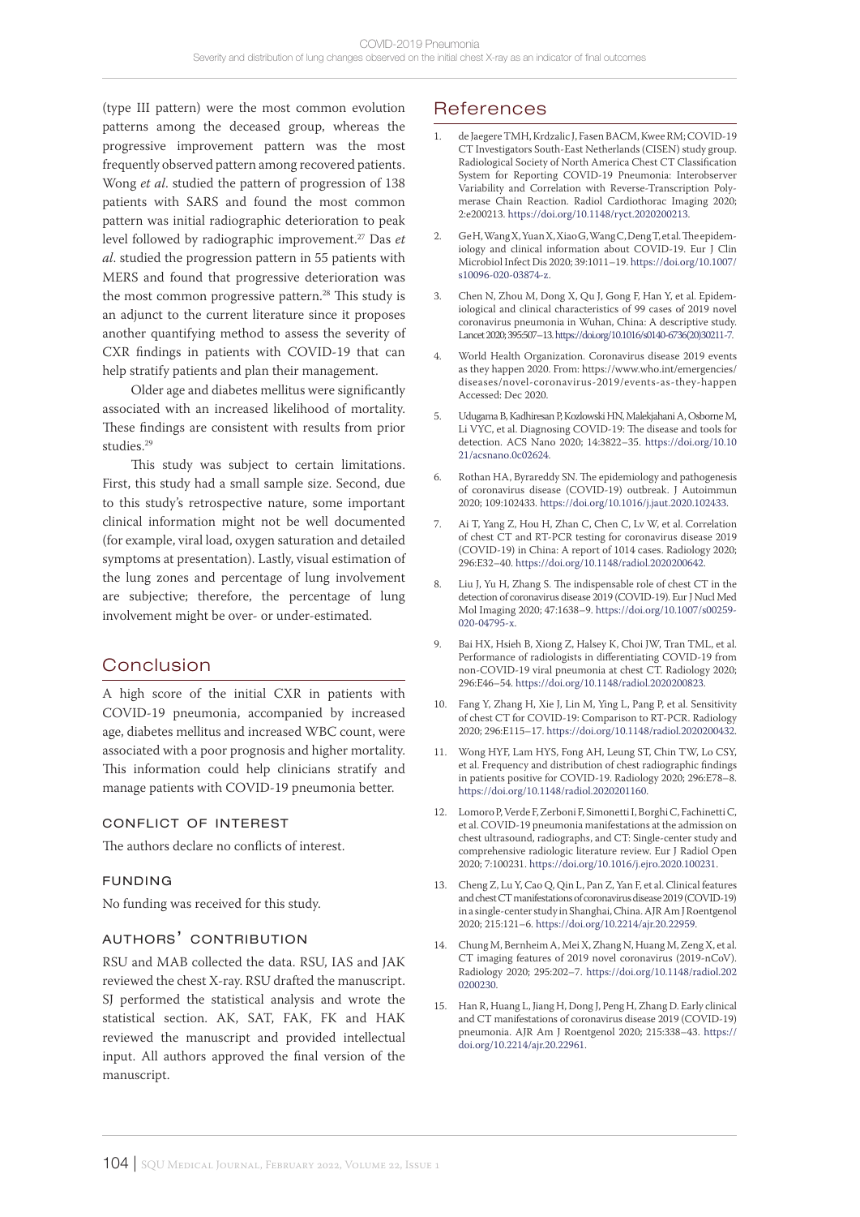(type III pattern) were the most common evolution patterns among the deceased group, whereas the progressive improvement pattern was the most frequently observed pattern among recovered patients. Wong *et al*. studied the pattern of progression of 138 patients with SARS and found the most common pattern was initial radiographic deterioration to peak level followed by radiographic improvement.[27] Das *et al*. studied the progression pattern in 55 patients with MERS and found that progressive deterioration was the most common progressive pattern.[28] This study is an adjunct to the current literature since it proposes another quantifying method to assess the severity of CXR findings in patients with COVID-19 that can help stratify patients and plan their management.

Older age and diabetes mellitus were significantly associated with an increased likelihood of mortality. These findings are consistent with results from prior studies.[29]

This study was subject to certain limitations. First, this study had a small sample size. Second, due to this study's retrospective nature, some important clinical information might not be well documented (for example, viral load, oxygen saturation and detailed symptoms at presentation). Lastly, visual estimation of the lung zones and percentage of lung involvement are subjective; therefore, the percentage of lung involvement might be over- or under-estimated.

## Conclusion

A high score of the initial CXR in patients with COVID-19 pneumonia, accompanied by increased age, diabetes mellitus and increased WBC count, were associated with a poor prognosis and higher mortality. This information could help clinicians stratify and manage patients with COVID-19 pneumonia better.

### Conflict of Interest

The authors declare no conflicts of interest.

### Funding

No funding was received for this study.

### Authors' Contribution

RSU and MAB collected the data. RSU, IAS and JAK reviewed the chest X-ray. RSU drafted the manuscript. SJ performed the statistical analysis and wrote the statistical section. AK, SAT, FAK, FK and HAK reviewed the manuscript and provided intellectual input. All authors approved the final version of the manuscript.

## References

1. de Jaegere TMH, Krdzalic J, Fasen BACM, Kwee RM; COVID-19 CT Investigators South-East Netherlands (CISEN) study group. Radiological Society of North America Chest CT Classification System for Reporting COVID-19 Pneumonia: Interobserver Variability and Correlation with Reverse-Transcription Polymerase Chain Reaction. Radiol Cardiothorac Imaging 2020; 2:e200213. https://doi.org/10.1148/ryct.2020200213.
2. Ge H, Wang X, Yuan X, Xiao G, Wang C, Deng T, et al. The epidemiology and clinical information about COVID-19. Eur J Clin Microbiol Infect Dis 2020; 39:1011–19. https://doi.org/10.1007/s10096-020-03874-z.
3. Chen N, Zhou M, Dong X, Qu J, Gong F, Han Y, et al. Epidemiological and clinical characteristics of 99 cases of 2019 novel coronavirus pneumonia in Wuhan, China: A descriptive study. Lancet 2020; 395:507–13. https://doi.org/10.1016/s0140-6736(20)30211-7.
4. World Health Organization. Coronavirus disease 2019 events as they happen 2020. From: https://www.who.int/emergencies/diseases/novel-coronavirus-2019/events-as-they-happen Accessed: Dec 2020.
5. Udugama B, Kadhiresan P, Kozlowski HN, Malekjahani A, Osborne M, Li VYC, et al. Diagnosing COVID-19: The disease and tools for detection. ACS Nano 2020; 14:3822–35. https://doi.org/10.1021/acsnano.0c02624.
6. Rothan HA, Byrareddy SN. The epidemiology and pathogenesis of coronavirus disease (COVID-19) outbreak. J Autoimmun 2020; 109:102433. https://doi.org/10.1016/j.jaut.2020.102433.
7. Ai T, Yang Z, Hou H, Zhan C, Chen C, Lv W, et al. Correlation of chest CT and RT-PCR testing for coronavirus disease 2019 (COVID-19) in China: A report of 1014 cases. Radiology 2020; 296:E32–40. https://doi.org/10.1148/radiol.2020200642.
8. Liu J, Yu H, Zhang S. The indispensable role of chest CT in the detection of coronavirus disease 2019 (COVID-19). Eur J Nucl Med Mol Imaging 2020; 47:1638–9. https://doi.org/10.1007/s00259-020-04795-x.
9. Bai HX, Hsieh B, Xiong Z, Halsey K, Choi JW, Tran TML, et al. Performance of radiologists in differentiating COVID-19 from non-COVID-19 viral pneumonia at chest CT. Radiology 2020; 296:E46–54. https://doi.org/10.1148/radiol.2020200823.
10. Fang Y, Zhang H, Xie J, Lin M, Ying L, Pang P, et al. Sensitivity of chest CT for COVID-19: Comparison to RT-PCR. Radiology 2020; 296:E115–17. https://doi.org/10.1148/radiol.2020200432.
11. Wong HYF, Lam HYS, Fong AH, Leung ST, Chin TW, Lo CSY, et al. Frequency and distribution of chest radiographic findings in patients positive for COVID-19. Radiology 2020; 296:E78–8. https://doi.org/10.1148/radiol.2020201160.
12. Lomoro P, Verde F, Zerboni F, Simonetti I, Borghi C, Fachinetti C, et al. COVID-19 pneumonia manifestations at the admission on chest ultrasound, radiographs, and CT: Single-center study and comprehensive radiologic literature review. Eur J Radiol Open 2020; 7:100231. https://doi.org/10.1016/j.ejro.2020.100231.
13. Cheng Z, Lu Y, Cao Q, Qin L, Pan Z, Yan F, et al. Clinical features and chest CT manifestations of coronavirus disease 2019 (COVID-19) in a single-center study in Shanghai, China. AJR Am J Roentgenol 2020; 215:121–6. https://doi.org/10.2214/ajr.20.22959.
14. Chung M, Bernheim A, Mei X, Zhang N, Huang M, Zeng X, et al. CT imaging features of 2019 novel coronavirus (2019-nCoV). Radiology 2020; 295:202–7. https://doi.org/10.1148/radiol.2020200230.
15. Han R, Huang L, Jiang H, Dong J, Peng H, Zhang D. Early clinical and CT manifestations of coronavirus disease 2019 (COVID-19) pneumonia. AJR Am J Roentgenol 2020; 215:338–43. https://doi.org/10.2214/ajr.20.22961.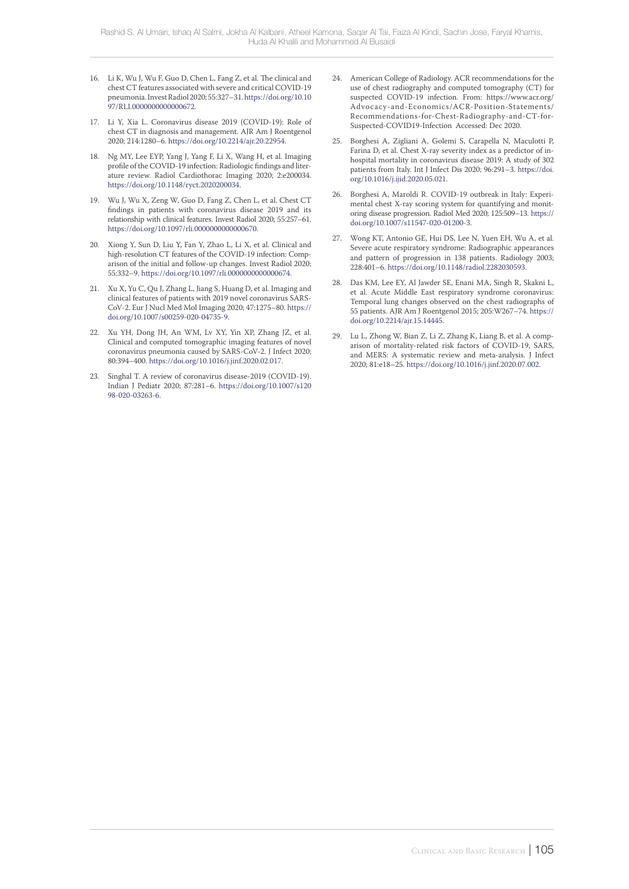16. Li K, Wu J, Wu F, Guo D, Chen L, Fang Z, et al. The clinical and chest CT features associated with severe and critical COVID-19 pneumonia. Invest Radiol 2020; 55:327–31. https://doi.org/10.1097/RLI.0000000000000672.

17. Li Y, Xia L. Coronavirus disease 2019 (COVID-19): Role of chest CT in diagnosis and management. AJR Am J Roentgenol 2020; 214:1280–6. https://doi.org/10.2214/ajr.20.22954.

18. Ng MY, Lee EYP, Yang J, Yang F, Li X, Wang H, et al. Imaging profile of the COVID-19 infection: Radiologic findings and literature review. Radiol Cardiothorac Imaging 2020; 2:e200034. https://doi.org/10.1148/ryct.2020200034.

19. Wu J, Wu X, Zeng W, Guo D, Fang Z, Chen L, et al. Chest CT findings in patients with coronavirus disease 2019 and its relationship with clinical features. Invest Radiol 2020; 55:257–61. https://doi.org/10.1097/rli.0000000000000670.

20. Xiong Y, Sun D, Liu Y, Fan Y, Zhao L, Li X, et al. Clinical and high-resolution CT features of the COVID-19 infection: Comparison of the initial and follow-up changes. Invest Radiol 2020; 55:332–9. https://doi.org/10.1097/rli.0000000000000674.

21. Xu X, Yu C, Qu J, Zhang L, Jiang S, Huang D, et al. Imaging and clinical features of patients with 2019 novel coronavirus SARS-CoV-2. Eur J Nucl Med Mol Imaging 2020; 47:1275–80. https://doi.org/10.1007/s00259-020-04735-9.

22. Xu YH, Dong JH, An WM, Lv XY, Yin XP, Zhang JZ, et al. Clinical and computed tomographic imaging features of novel coronavirus pneumonia caused by SARS-CoV-2. J Infect 2020; 80:394–400. https://doi.org/10.1016/j.jinf.2020.02.017.

23. Singhal T. A review of coronavirus disease-2019 (COVID-19). Indian J Pediatr 2020; 87:281–6. https://doi.org/10.1007/s12098-020-03263-6.

24. American College of Radiology. ACR recommendations for the use of chest radiography and computed tomography (CT) for suspected COVID-19 infection. From: https://www.acr.org/Advocacy-and-Economics/ACR-Position-Statements/Recommendations-for-Chest-Radiography-and-CT-for-Suspected-COVID19-Infection Accessed: Dec 2020.

25. Borghesi A, Zigliani A, Golemi S, Carapella N, Maculotti P, Farina D, et al. Chest X-ray severity index as a predictor of in-hospital mortality in coronavirus disease 2019: A study of 302 patients from Italy. Int J Infect Dis 2020; 96:291–3. https://doi.org/10.1016/j.ijid.2020.05.021.

26. Borghesi A, Maroldi R. COVID-19 outbreak in Italy: Experimental chest X-ray scoring system for quantifying and monitoring disease progression. Radiol Med 2020; 125:509–13. https://doi.org/10.1007/s11547-020-01200-3.

27. Wong KT, Antonio GE, Hui DS, Lee N, Yuen EH, Wu A, et al. Severe acute respiratory syndrome: Radiographic appearances and pattern of progression in 138 patients. Radiology 2003; 228:401–6. https://doi.org/10.1148/radiol.2282030593.

28. Das KM, Lee EY, Al Jawder SE, Enani MA, Singh R, Skakni L, et al. Acute Middle East respiratory syndrome coronavirus: Temporal lung changes observed on the chest radiographs of 55 patients. AJR Am J Roentgenol 2015; 205:W267–74. https://doi.org/10.2214/ajr.15.14445.

29. Lu L, Zhong W, Bian Z, Li Z, Zhang K, Liang B, et al. A comparison of mortality-related risk factors of COVID-19, SARS, and MERS: A systematic review and meta-analysis. J Infect 2020; 81:e18–25. https://doi.org/10.1016/j.jinf.2020.07.002.